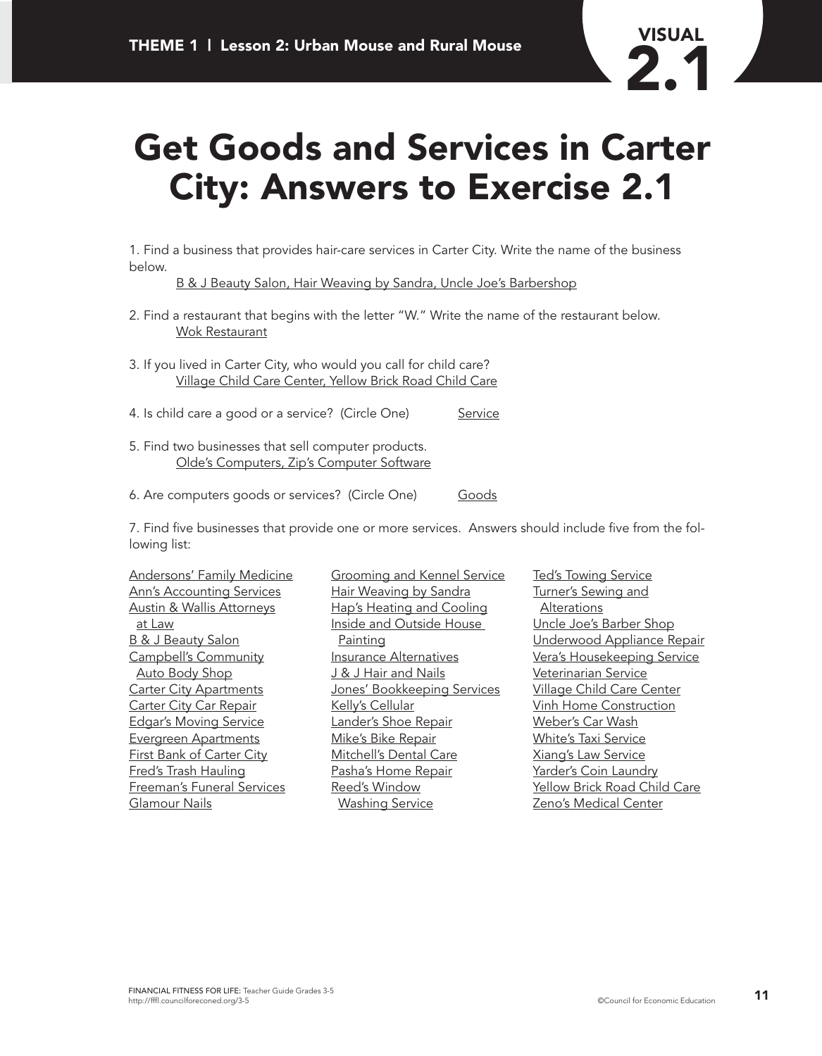# Get Goods and Services in Carter City: Answers to Exercise 2.1

1. Find a business that provides hair-care services in Carter City. Write the name of the business below.

   B & J Beauty Salon, Hair Weaving by Sandra, Uncle Joe's Barbershop

2. Find a restaurant that begins with the letter "W." Write the name of the restaurant below.

   Wok Restaurant

3. If you lived in Carter City, who would you call for child care?

   Village Child Care Center, Yellow Brick Road Child Care

4. Is child care a good or a service? (Circle One) Service

5. Find two businesses that sell computer products.

   Olde's Computers, Zip's Computer Software

6. Are computers goods or services? (Circle One) Goods

7. Find five businesses that provide one or more services. Answers should include five from the following list:

- Andersons' Family Medicine
- Ann's Accounting Services
- Austin & Wallis Attorneys at Law
- B & J Beauty Salon
- Campbell's Community Auto Body Shop
- Carter City Apartments
- Carter City Car Repair
- Edgar's Moving Service
- Evergreen Apartments
- First Bank of Carter City
- Fred's Trash Hauling
- Freeman's Funeral Services
- Glamour Nails
- Grooming and Kennel Service
- Hair Weaving by Sandra
- Hap's Heating and Cooling
- Inside and Outside House Painting
- Insurance Alternatives
- J & J Hair and Nails
- Jones' Bookkeeping Services
- Kelly's Cellular
- Lander's Shoe Repair
- Mike's Bike Repair
- Mitchell's Dental Care
- Pasha's Home Repair
- Reed's Window Washing Service
- Ted's Towing Service
- Turner's Sewing and Alterations
- Uncle Joe's Barber Shop
- Underwood Appliance Repair
- Vera's Housekeeping Service
- Veterinarian Service
- Village Child Care Center
- Vinh Home Construction
- Weber's Car Wash
- White's Taxi Service
- Xiang's Law Service
- Yarder's Coin Laundry
- Yellow Brick Road Child Care
- Zeno's Medical Center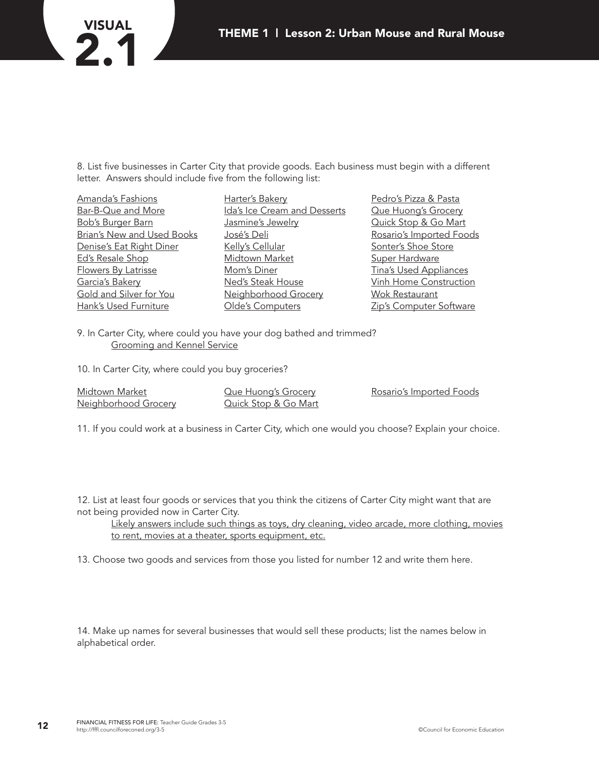8. List five businesses in Carter City that provide goods. Each business must begin with a different letter. Answers should include five from the following list:

Amanda's Fashions
Bar-B-Que and More
Bob's Burger Barn
Brian's New and Used Books
Denise's Eat Right Diner
Ed's Resale Shop
Flowers By Latrisse
Garcia's Bakery
Gold and Silver for You
Hank's Used Furniture
Harter's Bakery
Ida's Ice Cream and Desserts
Jasmine's Jewelry
José's Deli
Kelly's Cellular
Midtown Market
Mom's Diner
Ned's Steak House
Neighborhood Grocery
Olde's Computers
Pedro's Pizza & Pasta
Que Huong's Grocery
Quick Stop & Go Mart
Rosario's Imported Foods
Sonter's Shoe Store
Super Hardware
Tina's Used Appliances
Vinh Home Construction
Wok Restaurant
Zip's Computer Software

9. In Carter City, where could you have your dog bathed and trimmed?

Grooming and Kennel Service

10. In Carter City, where could you buy groceries?

Midtown Market
Neighborhood Grocery
Que Huong's Grocery
Quick Stop & Go Mart
Rosario's Imported Foods

11. If you could work at a business in Carter City, which one would you choose? Explain your choice.

12. List at least four goods or services that you think the citizens of Carter City might want that are not being provided now in Carter City.

Likely answers include such things as toys, dry cleaning, video arcade, more clothing, movies to rent, movies at a theater, sports equipment, etc.

13. Choose two goods and services from those you listed for number 12 and write them here.

14. Make up names for several businesses that would sell these products; list the names below in alphabetical order.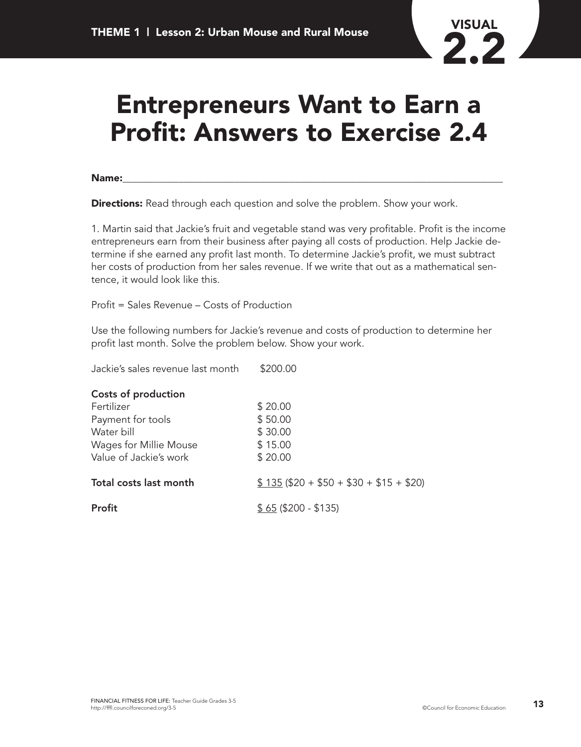VISUAL 2.2

# Entrepreneurs Want to Earn a Profit: Answers to Exercise 2.4

**Name:**\_\_\_\_\_\_\_\_\_\_\_\_\_\_\_\_\_\_\_\_\_\_\_\_\_\_\_\_\_\_\_\_\_\_\_\_\_\_\_\_\_\_\_\_\_\_\_\_\_\_\_\_\_\_\_\_\_\_\_\_\_\_\_\_

**Directions:** Read through each question and solve the problem. Show your work.

1. Martin said that Jackie's fruit and vegetable stand was very profitable. Profit is the income entrepreneurs earn from their business after paying all costs of production. Help Jackie determine if she earned any profit last month. To determine Jackie's profit, we must subtract her costs of production from her sales revenue. If we write that out as a mathematical sentence, it would look like this.

Profit = Sales Revenue – Costs of Production

Use the following numbers for Jackie's revenue and costs of production to determine her profit last month. Solve the problem below. Show your work.

Jackie's sales revenue last month $200.00

**Costs of production**

| | |
|---|---|
| Fertilizer | $ 20.00 |
| Payment for tools | $ 50.00 |
| Water bill | $ 30.00 |
| Wages for Millie Mouse | $ 15.00 |
| Value of Jackie's work | $ 20.00 |

**Total costs last month** <u>$ 135</u> ($20 + $50 + $30 + $15 + $20)

**Profit** <u>$ 65</u> ($200 - $135)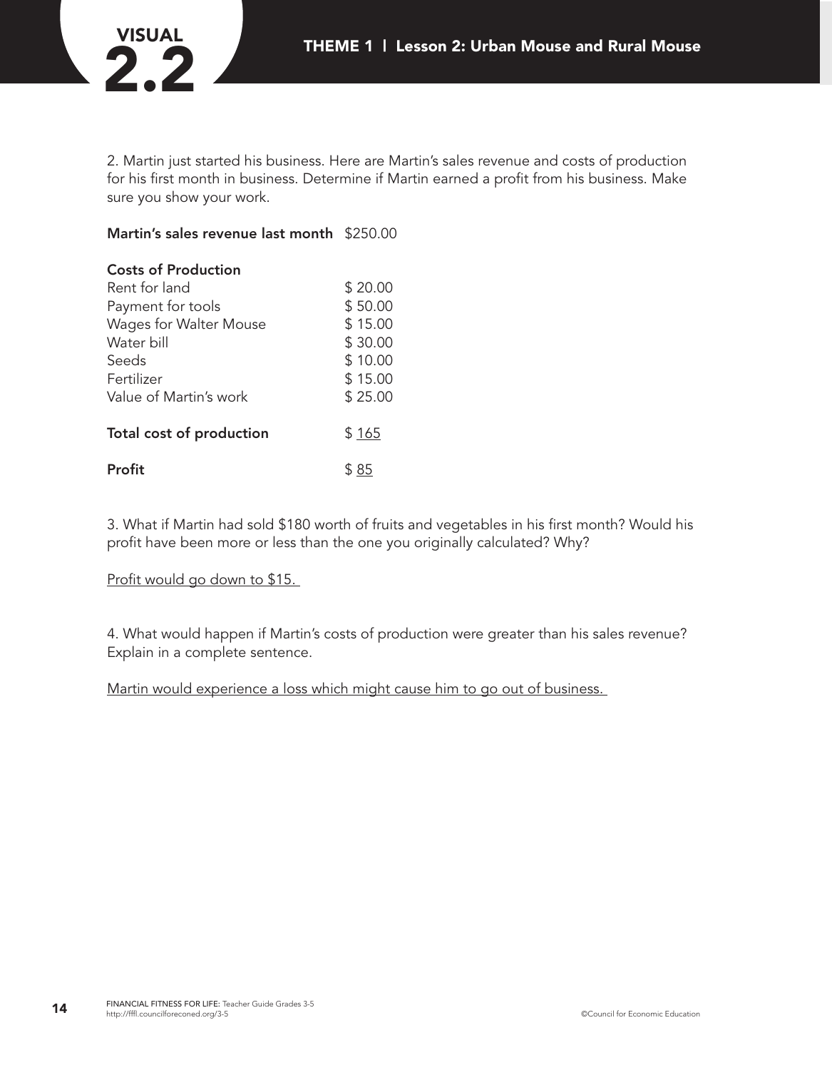# VISUAL 2.2

## THEME 1 | Lesson 2: Urban Mouse and Rural Mouse

2. Martin just started his business. Here are Martin's sales revenue and costs of production for his first month in business. Determine if Martin earned a profit from his business. Make sure you show your work.

| | |
|---|---|
| **Martin's sales revenue last month** | $250.00 |
| | |
| **Costs of Production** | |
| Rent for land | $ 20.00 |
| Payment for tools | $ 50.00 |
| Wages for Walter Mouse | $ 15.00 |
| Water bill | $ 30.00 |
| Seeds | $ 10.00 |
| Fertilizer | $ 15.00 |
| Value of Martin's work | $ 25.00 |
| | |
| **Total cost of production** | $ 165 |
| | |
| **Profit** | $ 85 |

3. What if Martin had sold $180 worth of fruits and vegetables in his first month? Would his profit have been more or less than the one you originally calculated? Why?

Profit would go down to $15.

4. What would happen if Martin's costs of production were greater than his sales revenue? Explain in a complete sentence.

Martin would experience a loss which might cause him to go out of business.